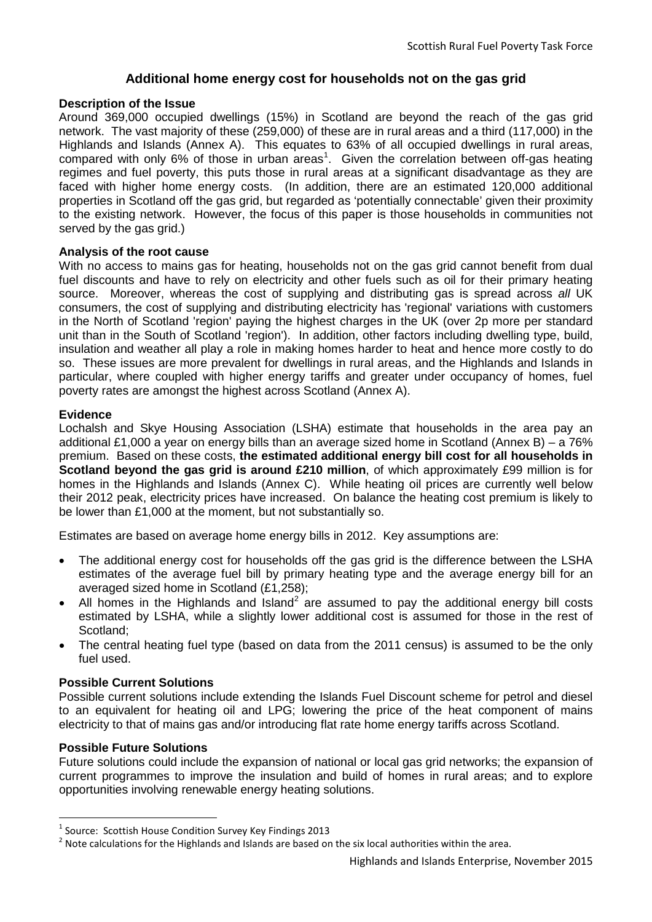# Additional home energy cost for households not on the gas grid

### Description of the Issue

Around 369,000 occupied dwellings (15%) in Scotland are beyond the reach of the gas grid network. The vast majority of these (259,000) of these are in rural areas and a third (117,000) in the Highlands and Islands (Annex A). This equates to 63% of all occupied dwellings in rural areas, compared with only 6% of those in urban areas[1]. Given the correlation between off-gas heating regimes and fuel poverty, this puts those in rural areas at a significant disadvantage as they are faced with higher home energy costs. (In addition, there are an estimated 120,000 additional properties in Scotland off the gas grid, but regarded as 'potentially connectable' given their proximity to the existing network. However, the focus of this paper is those households in communities not served by the gas grid.)

### Analysis of the root cause

With no access to mains gas for heating, households not on the gas grid cannot benefit from dual fuel discounts and have to rely on electricity and other fuels such as oil for their primary heating source. Moreover, whereas the cost of supplying and distributing gas is spread across *all* UK consumers, the cost of supplying and distributing electricity has 'regional' variations with customers in the North of Scotland 'region' paying the highest charges in the UK (over 2p more per standard unit than in the South of Scotland 'region'). In addition, other factors including dwelling type, build, insulation and weather all play a role in making homes harder to heat and hence more costly to do so. These issues are more prevalent for dwellings in rural areas, and the Highlands and Islands in particular, where coupled with higher energy tariffs and greater under occupancy of homes, fuel poverty rates are amongst the highest across Scotland (Annex A).

### Evidence

Lochalsh and Skye Housing Association (LSHA) estimate that households in the area pay an additional £1,000 a year on energy bills than an average sized home in Scotland (Annex B) – a 76% premium. Based on these costs, **the estimated additional energy bill cost for all households in Scotland beyond the gas grid is around £210 million**, of which approximately £99 million is for homes in the Highlands and Islands (Annex C). While heating oil prices are currently well below their 2012 peak, electricity prices have increased. On balance the heating cost premium is likely to be lower than £1,000 at the moment, but not substantially so.

Estimates are based on average home energy bills in 2012. Key assumptions are:

- The additional energy cost for households off the gas grid is the difference between the LSHA estimates of the average fuel bill by primary heating type and the average energy bill for an averaged sized home in Scotland (£1,258);
- All homes in the Highlands and Island[2] are assumed to pay the additional energy bill costs estimated by LSHA, while a slightly lower additional cost is assumed for those in the rest of Scotland;
- The central heating fuel type (based on data from the 2011 census) is assumed to be the only fuel used.

### Possible Current Solutions

Possible current solutions include extending the Islands Fuel Discount scheme for petrol and diesel to an equivalent for heating oil and LPG; lowering the price of the heat component of mains electricity to that of mains gas and/or introducing flat rate home energy tariffs across Scotland.

### Possible Future Solutions

Future solutions could include the expansion of national or local gas grid networks; the expansion of current programmes to improve the insulation and build of homes in rural areas; and to explore opportunities involving renewable energy heating solutions.

[1] Source: Scottish House Condition Survey Key Findings 2013

[2] Note calculations for the Highlands and Islands are based on the six local authorities within the area.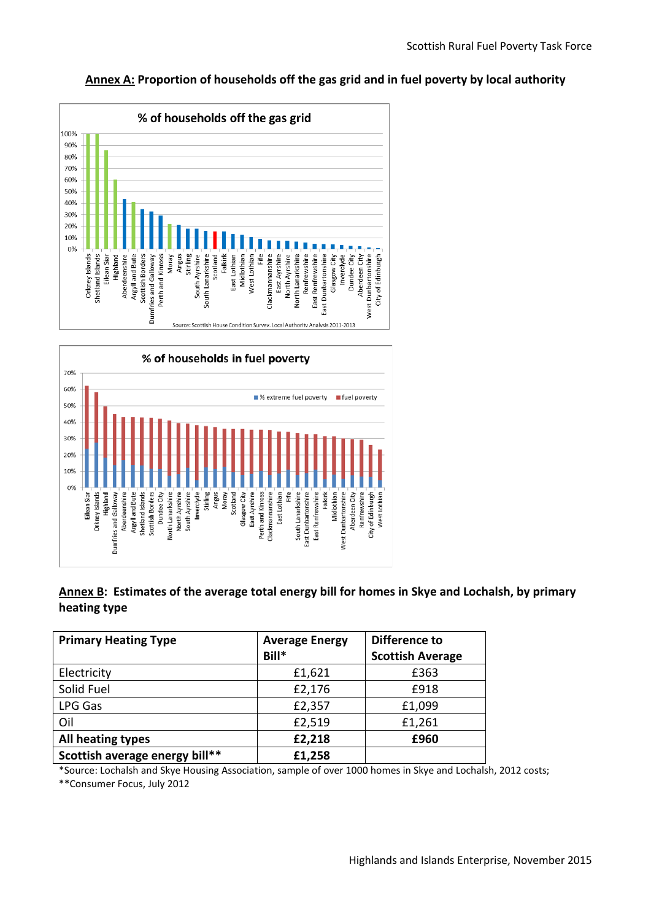**Annex A: Proportion of households off the gas grid and in fuel poverty by local authority**

% of households off the gas grid

Source: Scottish House Condition Survey, Local Authority Analysis 2011-2013

% of households in fuel poverty

**Annex B: Estimates of the average total energy bill for homes in Skye and Lochalsh, by primary heating type**

| Primary Heating Type | Average Energy Bill* | Difference to Scottish Average |
|---|---|---|
| Electricity | £1,621 | £363 |
| Solid Fuel | £2,176 | £918 |
| LPG Gas | £2,357 | £1,099 |
| Oil | £2,519 | £1,261 |
| **All heating types** | **£2,218** | **£960** |
| **Scottish average energy bill**** | **£1,258** | |

*Source: Lochalsh and Skye Housing Association, sample of over 1000 homes in Skye and Lochalsh, 2012 costs;
**Consumer Focus, July 2012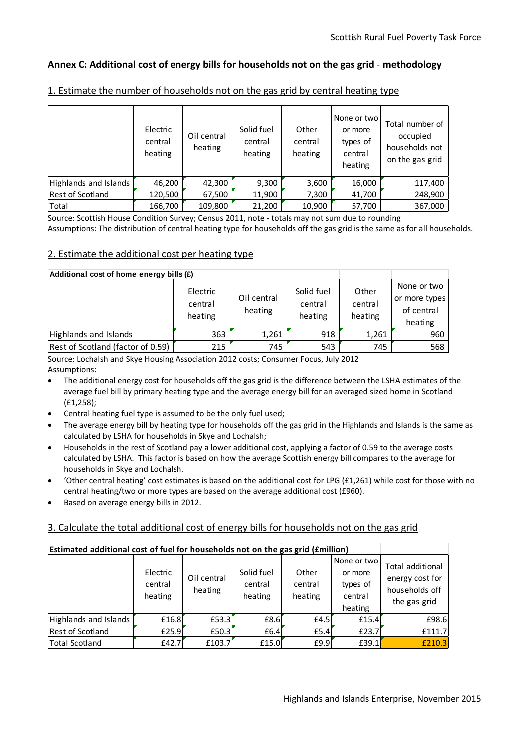## Annex C: Additional cost of energy bills for households not on the gas grid - methodology

### 1. Estimate the number of households not on the gas grid by central heating type

| | Electric central heating | Oil central heating | Solid fuel central heating | Other central heating | None or two or more types of central heating | Total number of occupied households not on the gas grid |
|---|---|---|---|---|---|---|
| Highlands and Islands | 46,200 | 42,300 | 9,300 | 3,600 | 16,000 | 117,400 |
| Rest of Scotland | 120,500 | 67,500 | 11,900 | 7,300 | 41,700 | 248,900 |
| Total | 166,700 | 109,800 | 21,200 | 10,900 | 57,700 | 367,000 |

Source: Scottish House Condition Survey; Census 2011, note - totals may not sum due to rounding

Assumptions: The distribution of central heating type for households off the gas grid is the same as for all households.

### 2. Estimate the additional cost per heating type

| Additional cost of home energy bills (£) | | | | | |
|---|---|---|---|---|---|
| | Electric central heating | Oil central heating | Solid fuel central heating | Other central heating | None or two or more types of central heating |
| Highlands and Islands | 363 | 1,261 | 918 | 1,261 | 960 |
| Rest of Scotland (factor of 0.59) | 215 | 745 | 543 | 745 | 568 |

Source: Lochalsh and Skye Housing Association 2012 costs; Consumer Focus, July 2012

Assumptions:

- The additional energy cost for households off the gas grid is the difference between the LSHA estimates of the average fuel bill by primary heating type and the average energy bill for an averaged sized home in Scotland (£1,258);
- Central heating fuel type is assumed to be the only fuel used;
- The average energy bill by heating type for households off the gas grid in the Highlands and Islands is the same as calculated by LSHA for households in Skye and Lochalsh;
- Households in the rest of Scotland pay a lower additional cost, applying a factor of 0.59 to the average costs calculated by LSHA. This factor is based on how the average Scottish energy bill compares to the average for households in Skye and Lochalsh.
- 'Other central heating' cost estimates is based on the additional cost for LPG (£1,261) while cost for those with no central heating/two or more types are based on the average additional cost (£960).
- Based on average energy bills in 2012.

### 3. Calculate the total additional cost of energy bills for households not on the gas grid

| Estimated additional cost of fuel for households not on the gas grid (£million) | | | | | | |
|---|---|---|---|---|---|---|
| | Electric central heating | Oil central heating | Solid fuel central heating | Other central heating | None or two or more types of central heating | Total additional energy cost for households off the gas grid |
| Highlands and Islands | £16.8 | £53.3 | £8.6 | £4.5 | £15.4 | £98.6 |
| Rest of Scotland | £25.9 | £50.3 | £6.4 | £5.4 | £23.7 | £111.7 |
| Total Scotland | £42.7 | £103.7 | £15.0 | £9.9 | £39.1 | £210.3 |